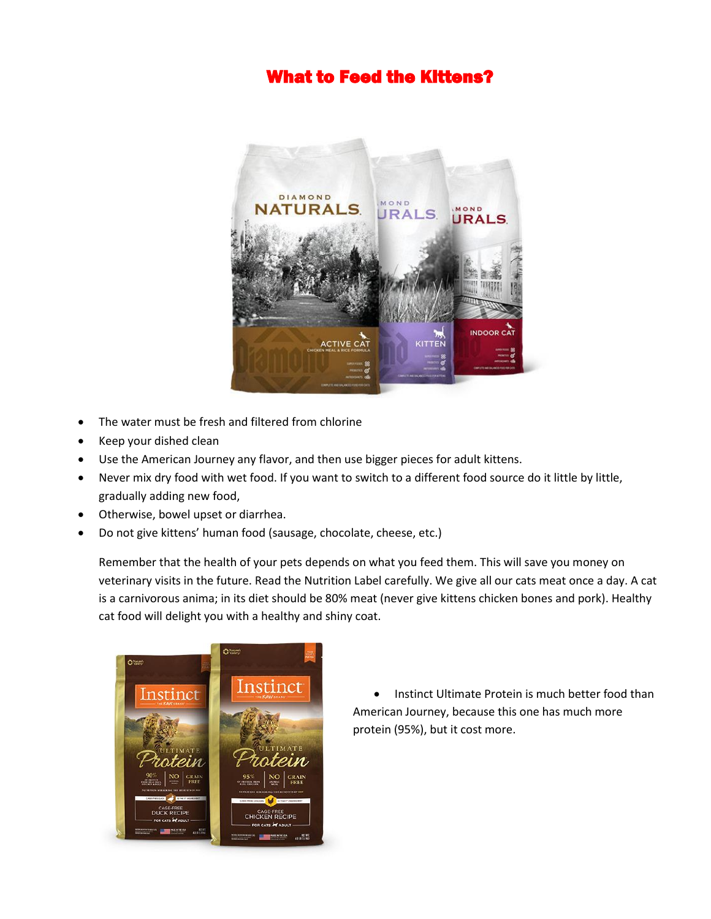# What to Feed the Kittens?

- The water must be fresh and filtered from chlorine
- Keep your dished clean
- Use the American Journey any flavor, and then use bigger pieces for adult kittens.
- Never mix dry food with wet food. If you want to switch to a different food source do it little by little, gradually adding new food,
- Otherwise, bowel upset or diarrhea.
- Do not give kittens' human food (sausage, chocolate, cheese, etc.)

Remember that the health of your pets depends on what you feed them. This will save you money on veterinary visits in the future. Read the Nutrition Label carefully. We give all our cats meat once a day. A cat is a carnivorous anima; in its diet should be 80% meat (never give kittens chicken bones and pork). Healthy cat food will delight you with a healthy and shiny coat.

- Instinct Ultimate Protein is much better food than American Journey, because this one has much more protein (95%), but it cost more.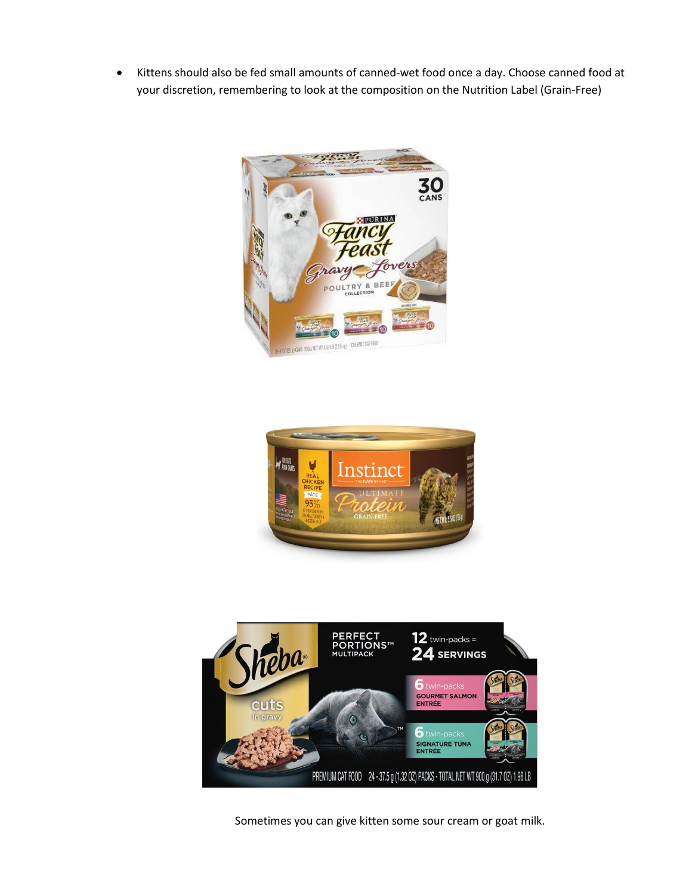- Kittens should also be fed small amounts of canned-wet food once a day. Choose canned food at your discretion, remembering to look at the composition on the Nutrition Label (Grain-Free)

Sometimes you can give kitten some sour cream or goat milk.